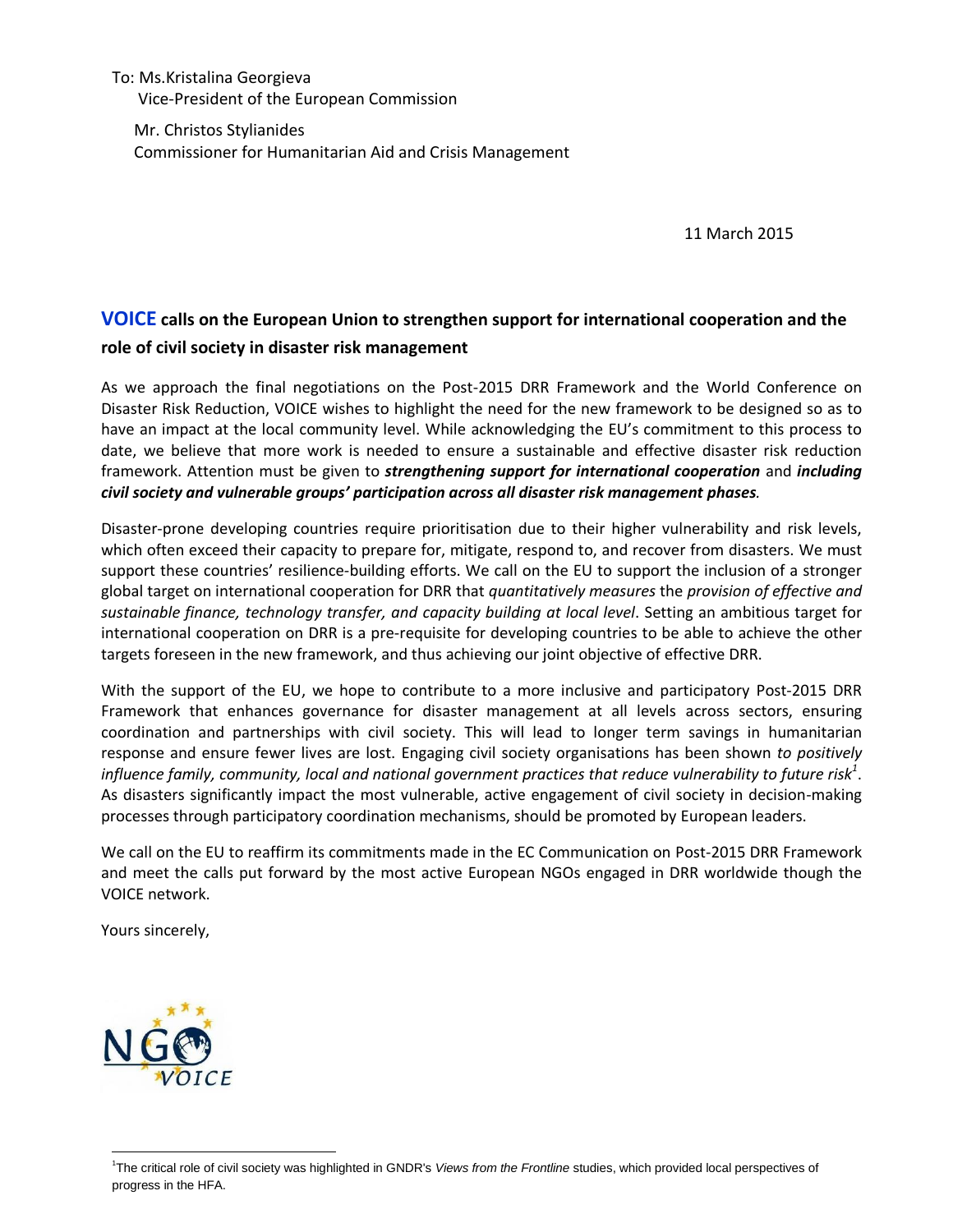To: Ms.Kristalina Georgieva
Vice-President of the European Commission

Mr. Christos Stylianides
Commissioner for Humanitarian Aid and Crisis Management

11 March 2015

## VOICE calls on the European Union to strengthen support for international cooperation and the role of civil society in disaster risk management

As we approach the final negotiations on the Post-2015 DRR Framework and the World Conference on Disaster Risk Reduction, VOICE wishes to highlight the need for the new framework to be designed so as to have an impact at the local community level. While acknowledging the EU's commitment to this process to date, we believe that more work is needed to ensure a sustainable and effective disaster risk reduction framework. Attention must be given to ***strengthening support for international cooperation*** and ***including civil society and vulnerable groups' participation across all disaster risk management phases.***

Disaster-prone developing countries require prioritisation due to their higher vulnerability and risk levels, which often exceed their capacity to prepare for, mitigate, respond to, and recover from disasters. We must support these countries' resilience-building efforts. We call on the EU to support the inclusion of a stronger global target on international cooperation for DRR that *quantitatively measures* the *provision of effective and sustainable finance, technology transfer, and capacity building at local level*. Setting an ambitious target for international cooperation on DRR is a pre-requisite for developing countries to be able to achieve the other targets foreseen in the new framework, and thus achieving our joint objective of effective DRR.

With the support of the EU, we hope to contribute to a more inclusive and participatory Post-2015 DRR Framework that enhances governance for disaster management at all levels across sectors, ensuring coordination and partnerships with civil society. This will lead to longer term savings in humanitarian response and ensure fewer lives are lost. Engaging civil society organisations has been shown *to positively influence family, community, local and national government practices that reduce vulnerability to future risk*[1]. As disasters significantly impact the most vulnerable, active engagement of civil society in decision-making processes through participatory coordination mechanisms, should be promoted by European leaders.

We call on the EU to reaffirm its commitments made in the EC Communication on Post-2015 DRR Framework and meet the calls put forward by the most active European NGOs engaged in DRR worldwide though the VOICE network.

Yours sincerely,

NGO VOICE

[1]The critical role of civil society was highlighted in GNDR's *Views from the Frontline* studies, which provided local perspectives of progress in the HFA.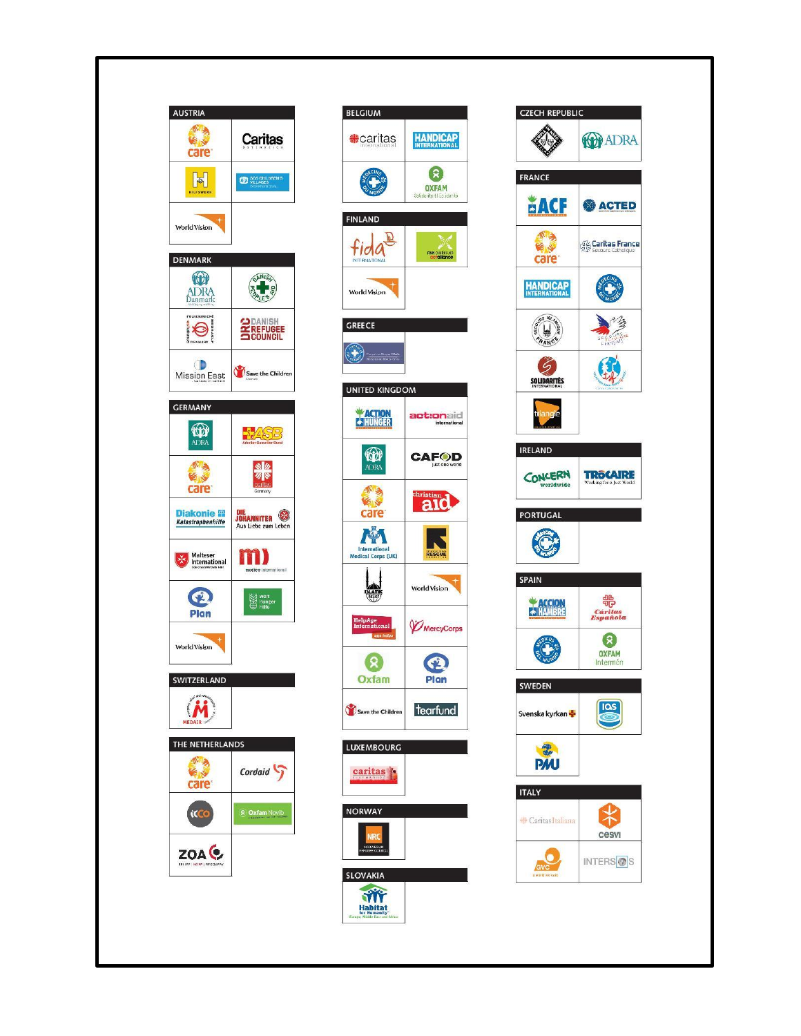## AUSTRIA

- CARE
- Caritas Österreich
- Hilfswerk
- SOS Children's Villages International
- World Vision

## DENMARK

- ADRA Danmark
- Danish People's Aid
- Folkekirkens Nødhjælp
- DRC Danish Refugee Council
- Mission East
- Save the Children

## GERMANY

- ADRA
- ASB Arbeiter-Samariter-Bund
- CARE
- Caritas Germany
- Diakonie Katastrophenhilfe
- Die Johanniter Aus Liebe zum Leben
- Malteser International
- medico international
- Plan
- Welthungerhilfe
- World Vision

## SWITZERLAND

- MEDAIR

## THE NETHERLANDS

- CARE
- Cordaid
- ICCO
- Oxfam Novib
- ZOA

## BELGIUM

- Caritas International
- Handicap International
- Médecins du Monde
- Oxfam Solidarité | Solidariteit

## FINLAND

- Fida International
- FinnChurchAid
- World Vision

## GREECE

- Médecins du Monde

## UNITED KINGDOM

- Action Against Hunger
- ActionAid International
- ADRA
- CAFOD just one world
- CARE
- Christian Aid
- International Medical Corps (UK)
- International Rescue Committee
- Islamic Relief
- World Vision
- HelpAge International
- MercyCorps
- Oxfam
- Plan
- Save the Children
- Tearfund

## LUXEMBOURG

- Caritas Luxembourg

## NORWAY

- NRC Norwegian Refugee Council

## SLOVAKIA

- Habitat for Humanity Europe, Middle East and Africa

## CZECH REPUBLIC

- ADRA

## FRANCE

- ACF International
- ACTED
- CARE
- Caritas France Secours Catholique
- Handicap International
- Médecins du Monde
- Secours Islamique France
- Secours Populaire Français
- Solidarités International
- PU-AMI
- Triangle

## IRELAND

- Concern Worldwide
- Trócaire Working for a Just World

## PORTUGAL

- Médicos do Mundo

## SPAIN

- Acción contra el Hambre
- Cáritas Española
- Médicos del Mundo
- Oxfam Intermón

## SWEDEN

- Svenska kyrkan
- IAS
- PMU

## ITALY

- Caritas Italiana
- CESVI
- GVC
- INTERSOS